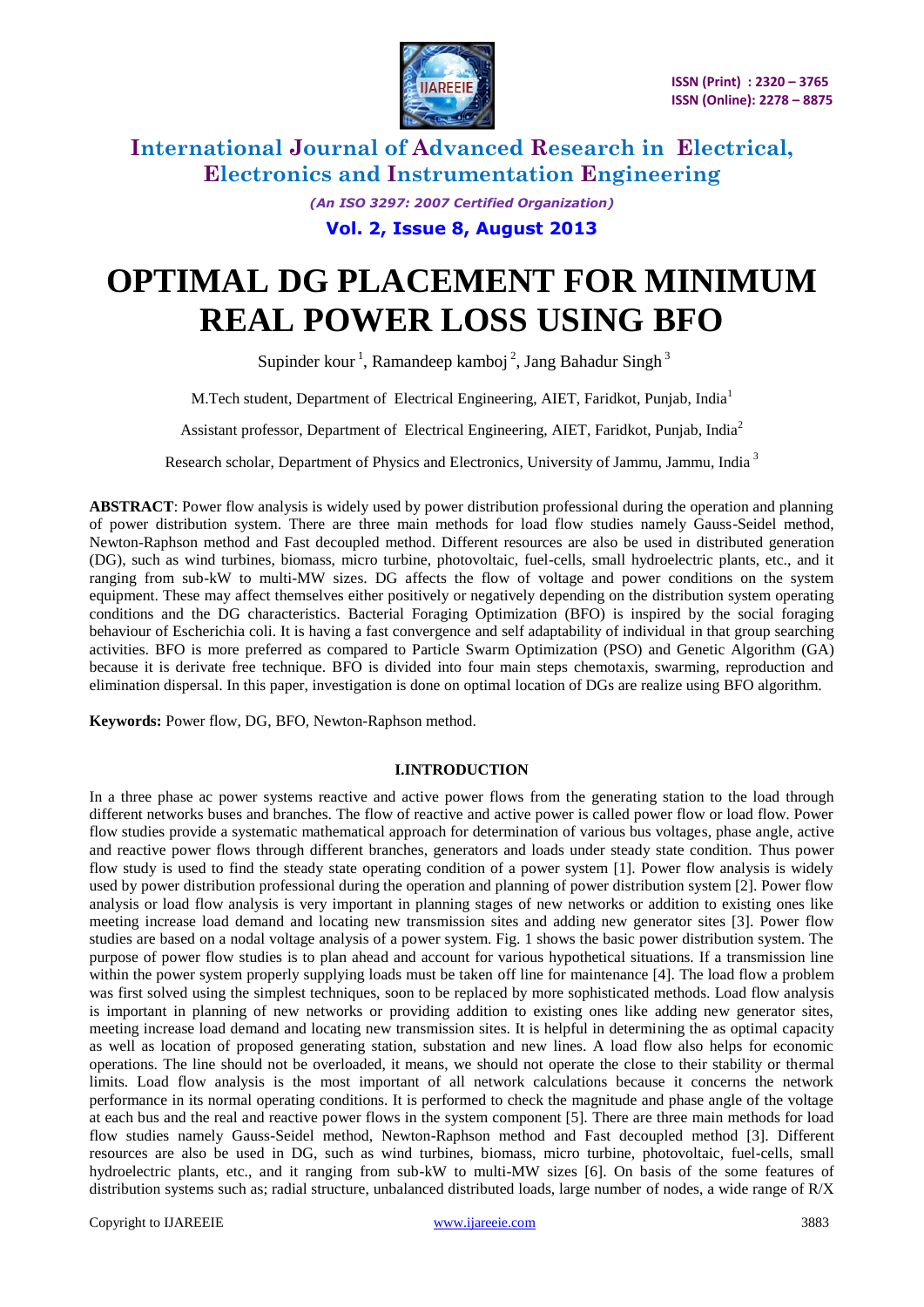# International Journal of Advanced Research in Electrical, Electronics and Instrumentation Engineering

*(An ISO 3297: 2007 Certified Organization)*

**Vol. 2, Issue 8, August 2013**

# OPTIMAL DG PLACEMENT FOR MINIMUM REAL POWER LOSS USING BFO

Supinder kour [1], Ramandeep kamboj [2], Jang Bahadur Singh [3]

M.Tech student, Department of Electrical Engineering, AIET, Faridkot, Punjab, India[1]

Assistant professor, Department of Electrical Engineering, AIET, Faridkot, Punjab, India[2]

Research scholar, Department of Physics and Electronics, University of Jammu, Jammu, India [3]

**ABSTRACT**: Power flow analysis is widely used by power distribution professional during the operation and planning of power distribution system. There are three main methods for load flow studies namely Gauss-Seidel method, Newton-Raphson method and Fast decoupled method. Different resources are also be used in distributed generation (DG), such as wind turbines, biomass, micro turbine, photovoltaic, fuel-cells, small hydroelectric plants, etc., and it ranging from sub-kW to multi-MW sizes. DG affects the flow of voltage and power conditions on the system equipment. These may affect themselves either positively or negatively depending on the distribution system operating conditions and the DG characteristics. Bacterial Foraging Optimization (BFO) is inspired by the social foraging behaviour of Escherichia coli. It is having a fast convergence and self adaptability of individual in that group searching activities. BFO is more preferred as compared to Particle Swarm Optimization (PSO) and Genetic Algorithm (GA) because it is derivate free technique. BFO is divided into four main steps chemotaxis, swarming, reproduction and elimination dispersal. In this paper, investigation is done on optimal location of DGs are realize using BFO algorithm.

**Keywords:** Power flow, DG, BFO, Newton-Raphson method.

## I.INTRODUCTION

In a three phase ac power systems reactive and active power flows from the generating station to the load through different networks buses and branches. The flow of reactive and active power is called power flow or load flow. Power flow studies provide a systematic mathematical approach for determination of various bus voltages, phase angle, active and reactive power flows through different branches, generators and loads under steady state condition. Thus power flow study is used to find the steady state operating condition of a power system [1]. Power flow analysis is widely used by power distribution professional during the operation and planning of power distribution system [2]. Power flow analysis or load flow analysis is very important in planning stages of new networks or addition to existing ones like meeting increase load demand and locating new transmission sites and adding new generator sites [3]. Power flow studies are based on a nodal voltage analysis of a power system. Fig. 1 shows the basic power distribution system. The purpose of power flow studies is to plan ahead and account for various hypothetical situations. If a transmission line within the power system properly supplying loads must be taken off line for maintenance [4]. The load flow a problem was first solved using the simplest techniques, soon to be replaced by more sophisticated methods. Load flow analysis is important in planning of new networks or providing addition to existing ones like adding new generator sites, meeting increase load demand and locating new transmission sites. It is helpful in determining the as optimal capacity as well as location of proposed generating station, substation and new lines. A load flow also helps for economic operations. The line should not be overloaded, it means, we should not operate the close to their stability or thermal limits. Load flow analysis is the most important of all network calculations because it concerns the network performance in its normal operating conditions. It is performed to check the magnitude and phase angle of the voltage at each bus and the real and reactive power flows in the system component [5]. There are three main methods for load flow studies namely Gauss-Seidel method, Newton-Raphson method and Fast decoupled method [3]. Different resources are also be used in DG, such as wind turbines, biomass, micro turbine, photovoltaic, fuel-cells, small hydroelectric plants, etc., and it ranging from sub-kW to multi-MW sizes [6]. On basis of the some features of distribution systems such as; radial structure, unbalanced distributed loads, large number of nodes, a wide range of R/X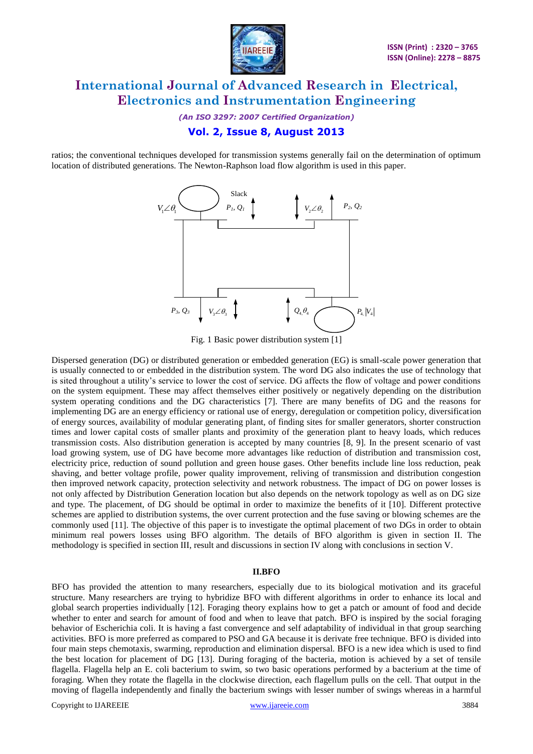ratios; the conventional techniques developed for transmission systems generally fail on the determination of optimum location of distributed generations. The Newton-Raphson load flow algorithm is used in this paper.

Fig. 1 Basic power distribution system [1]

Dispersed generation (DG) or distributed generation or embedded generation (EG) is small-scale power generation that is usually connected to or embedded in the distribution system. The word DG also indicates the use of technology that is sited throughout a utility's service to lower the cost of service. DG affects the flow of voltage and power conditions on the system equipment. These may affect themselves either positively or negatively depending on the distribution system operating conditions and the DG characteristics [7]. There are many benefits of DG and the reasons for implementing DG are an energy efficiency or rational use of energy, deregulation or competition policy, diversification of energy sources, availability of modular generating plant, of finding sites for smaller generators, shorter construction times and lower capital costs of smaller plants and proximity of the generation plant to heavy loads, which reduces transmission costs. Also distribution generation is accepted by many countries [8, 9]. In the present scenario of vast load growing system, use of DG have become more advantages like reduction of distribution and transmission cost, electricity price, reduction of sound pollution and green house gases. Other benefits include line loss reduction, peak shaving, and better voltage profile, power quality improvement, reliving of transmission and distribution congestion then improved network capacity, protection selectivity and network robustness. The impact of DG on power losses is not only affected by Distribution Generation location but also depends on the network topology as well as on DG size and type. The placement, of DG should be optimal in order to maximize the benefits of it [10]. Different protective schemes are applied to distribution systems, the over current protection and the fuse saving or blowing schemes are the commonly used [11]. The objective of this paper is to investigate the optimal placement of two DGs in order to obtain minimum real powers losses using BFO algorithm. The details of BFO algorithm is given in section II. The methodology is specified in section III, result and discussions in section IV along with conclusions in section V.

## II.BFO

BFO has provided the attention to many researchers, especially due to its biological motivation and its graceful structure. Many researchers are trying to hybridize BFO with different algorithms in order to enhance its local and global search properties individually [12]. Foraging theory explains how to get a patch or amount of food and decide whether to enter and search for amount of food and when to leave that patch. BFO is inspired by the social foraging behavior of Escherichia coli. It is having a fast convergence and self adaptability of individual in that group searching activities. BFO is more preferred as compared to PSO and GA because it is derivate free technique. BFO is divided into four main steps chemotaxis, swarming, reproduction and elimination dispersal. BFO is a new idea which is used to find the best location for placement of DG [13]. During foraging of the bacteria, motion is achieved by a set of tensile flagella. Flagella help an E. coli bacterium to swim, so two basic operations performed by a bacterium at the time of foraging. When they rotate the flagella in the clockwise direction, each flagellum pulls on the cell. That output in the moving of flagella independently and finally the bacterium swings with lesser number of swings whereas in a harmful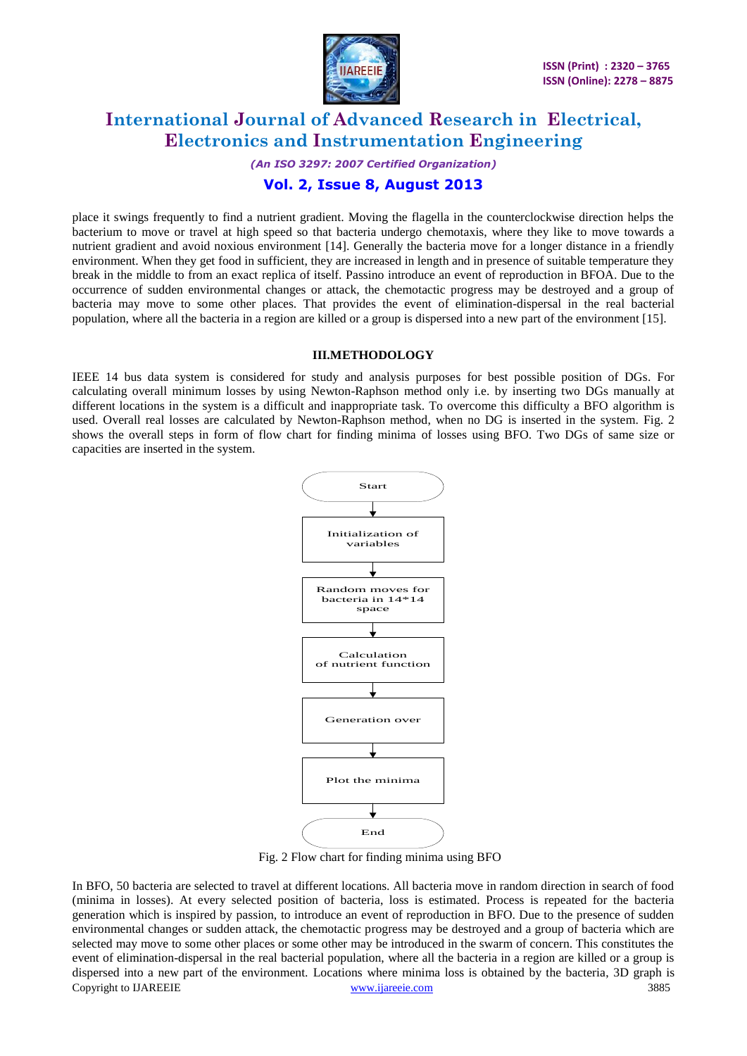place it swings frequently to find a nutrient gradient. Moving the flagella in the counterclockwise direction helps the bacterium to move or travel at high speed so that bacteria undergo chemotaxis, where they like to move towards a nutrient gradient and avoid noxious environment [14]. Generally the bacteria move for a longer distance in a friendly environment. When they get food in sufficient, they are increased in length and in presence of suitable temperature they break in the middle to from an exact replica of itself. Passino introduce an event of reproduction in BFOA. Due to the occurrence of sudden environmental changes or attack, the chemotactic progress may be destroyed and a group of bacteria may move to some other places. That provides the event of elimination-dispersal in the real bacterial population, where all the bacteria in a region are killed or a group is dispersed into a new part of the environment [15].

## III.METHODOLOGY

IEEE 14 bus data system is considered for study and analysis purposes for best possible position of DGs. For calculating overall minimum losses by using Newton-Raphson method only i.e. by inserting two DGs manually at different locations in the system is a difficult and inappropriate task. To overcome this difficulty a BFO algorithm is used. Overall real losses are calculated by Newton-Raphson method, when no DG is inserted in the system. Fig. 2 shows the overall steps in form of flow chart for finding minima of losses using BFO. Two DGs of same size or capacities are inserted in the system.

Start → Initialization of variables → Random moves for bacteria in 14*14 space → Calculation of nutrient function → Generation over → Plot the minima → End

Fig. 2 Flow chart for finding minima using BFO

In BFO, 50 bacteria are selected to travel at different locations. All bacteria move in random direction in search of food (minima in losses). At every selected position of bacteria, loss is estimated. Process is repeated for the bacteria generation which is inspired by passion, to introduce an event of reproduction in BFO. Due to the presence of sudden environmental changes or sudden attack, the chemotactic progress may be destroyed and a group of bacteria which are selected may move to some other places or some other may be introduced in the swarm of concern. This constitutes the event of elimination-dispersal in the real bacterial population, where all the bacteria in a region are killed or a group is dispersed into a new part of the environment. Locations where minima loss is obtained by the bacteria, 3D graph is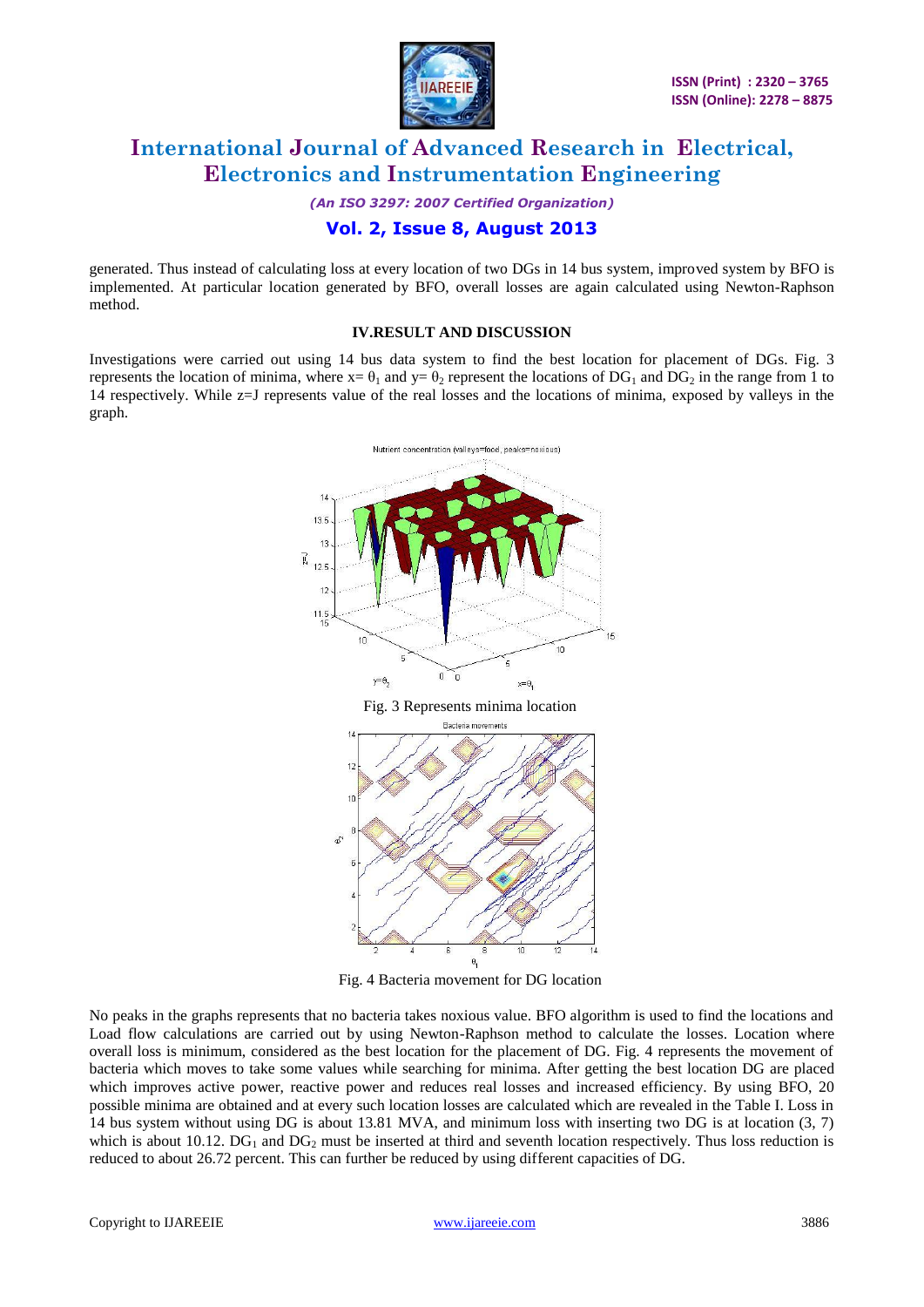generated. Thus instead of calculating loss at every location of two DGs in 14 bus system, improved system by BFO is implemented. At particular location generated by BFO, overall losses are again calculated using Newton-Raphson method.

## IV.RESULT AND DISCUSSION

Investigations were carried out using 14 bus data system to find the best location for placement of DGs. Fig. 3 represents the location of minima, where x= $\theta_1$ and y= $\theta_2$ represent the locations of $DG_1$ and $DG_2$ in the range from 1 to 14 respectively. While z=J represents value of the real losses and the locations of minima, exposed by valleys in the graph.

Fig. 3 Represents minima location

Fig. 4 Bacteria movement for DG location

No peaks in the graphs represents that no bacteria takes noxious value. BFO algorithm is used to find the locations and Load flow calculations are carried out by using Newton-Raphson method to calculate the losses. Location where overall loss is minimum, considered as the best location for the placement of DG. Fig. 4 represents the movement of bacteria which moves to take some values while searching for minima. After getting the best location DG are placed which improves active power, reactive power and reduces real losses and increased efficiency. By using BFO, 20 possible minima are obtained and at every such location losses are calculated which are revealed in the Table I. Loss in 14 bus system without using DG is about 13.81 MVA, and minimum loss with inserting two DG is at location (3, 7) which is about 10.12. $DG_1$ and $DG_2$ must be inserted at third and seventh location respectively. Thus loss reduction is reduced to about 26.72 percent. This can further be reduced by using different capacities of DG.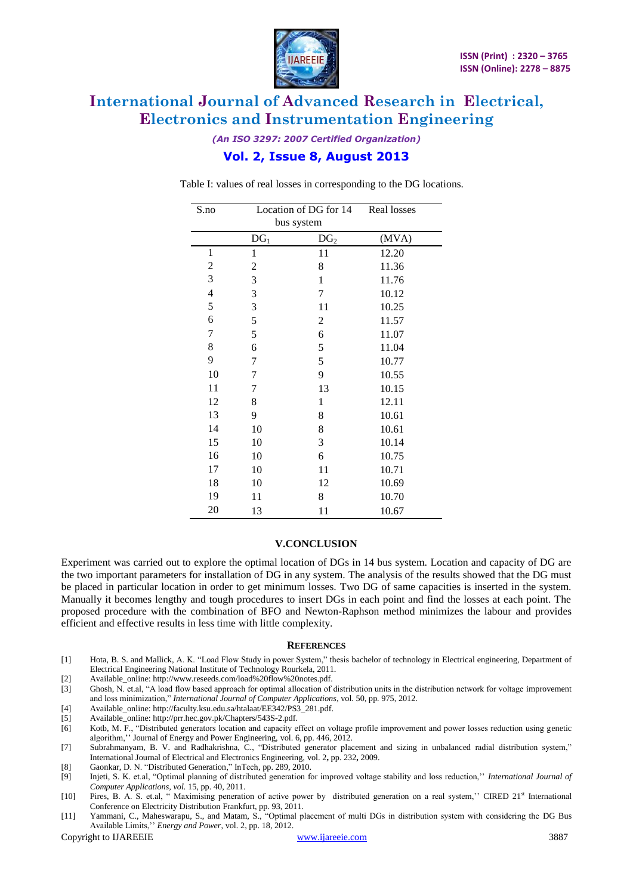Table I: values of real losses in corresponding to the DG locations.

| S.no | Location of DG for 14 bus system | | Real losses |
|---|---|---|---|
| | $DG_1$ | $DG_2$ | (MVA) |
| 1 | 1 | 11 | 12.20 |
| 2 | 2 | 8 | 11.36 |
| 3 | 3 | 1 | 11.76 |
| 4 | 3 | 7 | 10.12 |
| 5 | 3 | 11 | 10.25 |
| 6 | 5 | 2 | 11.57 |
| 7 | 5 | 6 | 11.07 |
| 8 | 6 | 5 | 11.04 |
| 9 | 7 | 5 | 10.77 |
| 10 | 7 | 9 | 10.55 |
| 11 | 7 | 13 | 10.15 |
| 12 | 8 | 1 | 12.11 |
| 13 | 9 | 8 | 10.61 |
| 14 | 10 | 8 | 10.61 |
| 15 | 10 | 3 | 10.14 |
| 16 | 10 | 6 | 10.75 |
| 17 | 10 | 11 | 10.71 |
| 18 | 10 | 12 | 10.69 |
| 19 | 11 | 8 | 10.70 |
| 20 | 13 | 11 | 10.67 |

## V.CONCLUSION

Experiment was carried out to explore the optimal location of DGs in 14 bus system. Location and capacity of DG are the two important parameters for installation of DG in any system. The analysis of the results showed that the DG must be placed in particular location in order to get minimum losses. Two DG of same capacities is inserted in the system. Manually it becomes lengthy and tough procedures to insert DGs in each point and find the losses at each point. The proposed procedure with the combination of BFO and Newton-Raphson method minimizes the labour and provides efficient and effective results in less time with little complexity.

## REFERENCES

[1] Hota, B. S. and Mallick, A. K. "Load Flow Study in power System," thesis bachelor of technology in Electrical engineering, Department of Electrical Engineering National Institute of Technology Rourkela, 2011.

[2] Available_online: http://www.reseeds.com/load%20flow%20notes.pdf.

[3] Ghosh, N. et.al, "A load flow based approach for optimal allocation of distribution units in the distribution network for voltage improvement and loss minimization," *International Journal of Computer Applications*, vol. 50, pp. 975, 2012.

[4] Available_online: http://faculty.ksu.edu.sa/htalaat/EE342/PS3_281.pdf.

[5] Available_online: http://prr.hec.gov.pk/Chapters/543S-2.pdf.

[6] Kotb, M. F., "Distributed generators location and capacity effect on voltage profile improvement and power losses reduction using genetic algorithm,'' Journal of Energy and Power Engineering, vol. 6, pp. 446, 2012.

[7] Subrahmanyam, B. V. and Radhakrishna, C., "Distributed generator placement and sizing in unbalanced radial distribution system," International Journal of Electrical and Electronics Engineering, vol. 2**,** pp. 232**,** 2009.

[8] Gaonkar, D. N. "Distributed Generation," InTech, pp. 289, 2010.

[9] Injeti, S. K. et.al, "Optimal planning of distributed generation for improved voltage stability and loss reduction,'' *International Journal of Computer Applications, vol.* 15, pp. 40, 2011.

[10] Pires, B. A. S. et.al, " Maximising peneration of active power by distributed generation on a real system,'' CIRED 21st International Conference on Electricity Distribution Frankfurt, pp. 93, 2011.

[11] Yammani, C., Maheswarapu, S., and Matam, S., "Optimal placement of multi DGs in distribution system with considering the DG Bus Available Limits,'' *Energy and Power*, vol. 2, pp. 18, 2012.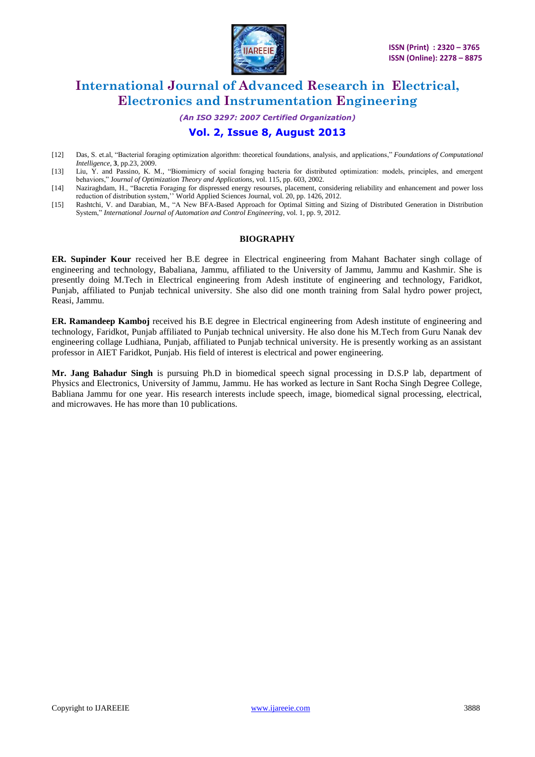[12] Das, S. et.al, "Bacterial foraging optimization algorithm: theoretical foundations, analysis, and applications," *Foundations of Computational Intelligence*, **3**, pp.23, 2009.

[13] Liu, Y. and Passino, K. M., "Biomimicry of social foraging bacteria for distributed optimization: models, principles, and emergent behaviors," J*ournal of Optimization Theory and Applications*, vol. 115, pp. 603, 2002.

[14] Naziraghdam, H., "Bacretia Foraging for dispressed energy resourses, placement, considering reliability and enhancement and power loss reduction of distribution system,'' World Applied Sciences Journal, vol. 20, pp. 1426, 2012.

[15] Rashtchi, V. and Darabian, M., "A New BFA-Based Approach for Optimal Sitting and Sizing of Distributed Generation in Distribution System," *International Journal of Automation and Control Engineering*, vol. 1, pp. 9, 2012.

## BIOGRAPHY

**ER. Supinder Kour** received her B.E degree in Electrical engineering from Mahant Bachater singh collage of engineering and technology, Babaliana, Jammu, affiliated to the University of Jammu, Jammu and Kashmir. She is presently doing M.Tech in Electrical engineering from Adesh institute of engineering and technology, Faridkot, Punjab, affiliated to Punjab technical university. She also did one month training from Salal hydro power project, Reasi, Jammu.

**ER. Ramandeep Kamboj** received his B.E degree in Electrical engineering from Adesh institute of engineering and technology, Faridkot, Punjab affiliated to Punjab technical university. He also done his M.Tech from Guru Nanak dev engineering collage Ludhiana, Punjab, affiliated to Punjab technical university. He is presently working as an assistant professor in AIET Faridkot, Punjab. His field of interest is electrical and power engineering.

**Mr. Jang Bahadur Singh** is pursuing Ph.D in biomedical speech signal processing in D.S.P lab, department of Physics and Electronics, University of Jammu, Jammu. He has worked as lecture in Sant Rocha Singh Degree College, Babliana Jammu for one year. His research interests include speech, image, biomedical signal processing, electrical, and microwaves. He has more than 10 publications.